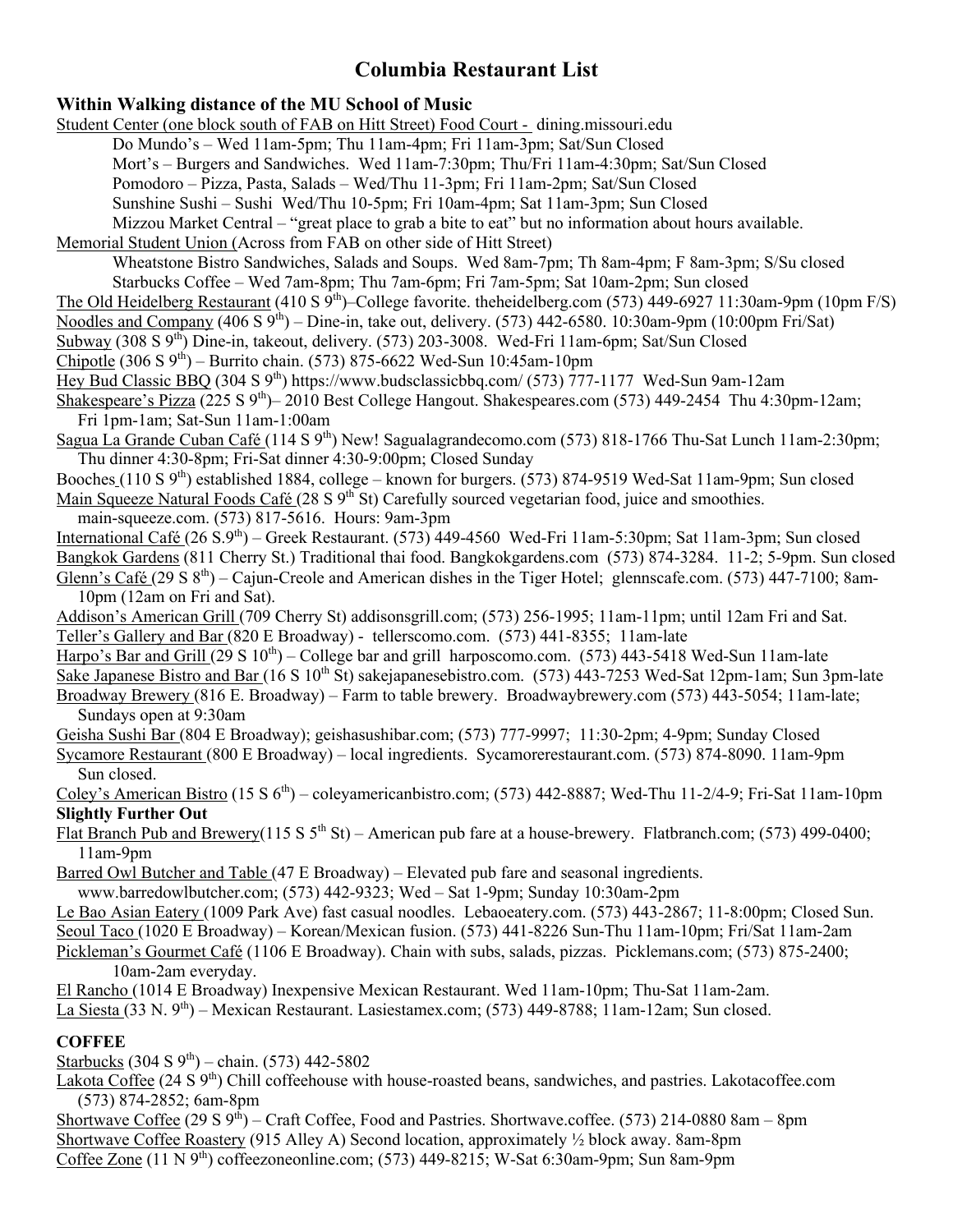# Columbia Restaurant List

**Within Walking distance of the MU School of Music**

Student Center (one block south of FAB on Hitt Street) Food Court - dining.missouri.edu

- Do Mundo's – Wed 11am-5pm; Thu 11am-4pm; Fri 11am-3pm; Sat/Sun Closed
- Mort's – Burgers and Sandwiches. Wed 11am-7:30pm; Thu/Fri 11am-4:30pm; Sat/Sun Closed
- Pomodoro – Pizza, Pasta, Salads – Wed/Thu 11-3pm; Fri 11am-2pm; Sat/Sun Closed
- Sunshine Sushi – Sushi Wed/Thu 10-5pm; Fri 10am-4pm; Sat 11am-3pm; Sun Closed
- Mizzou Market Central – "great place to grab a bite to eat" but no information about hours available.

Memorial Student Union (Across from FAB on other side of Hitt Street)

- Wheatstone Bistro Sandwiches, Salads and Soups. Wed 8am-7pm; Th 8am-4pm; F 8am-3pm; S/Su closed
- Starbucks Coffee – Wed 7am-8pm; Thu 7am-6pm; Fri 7am-5pm; Sat 10am-2pm; Sun closed

The Old Heidelberg Restaurant (410 S 9th)–College favorite. theheidelberg.com (573) 449-6927 11:30am-9pm (10pm F/S)

Noodles and Company (406 S 9th) – Dine-in, take out, delivery. (573) 442-6580. 10:30am-9pm (10:00pm Fri/Sat)

Subway (308 S 9th) Dine-in, takeout, delivery. (573) 203-3008. Wed-Fri 11am-6pm; Sat/Sun Closed

Chipotle (306 S 9th) – Burrito chain. (573) 875-6622 Wed-Sun 10:45am-10pm

Hey Bud Classic BBQ (304 S 9th) https://www.budsclassicbbq.com/ (573) 777-1177 Wed-Sun 9am-12am

Shakespeare's Pizza (225 S 9th)– 2010 Best College Hangout. Shakespeares.com (573) 449-2454 Thu 4:30pm-12am; Fri 1pm-1am; Sat-Sun 11am-1:00am

Sagua La Grande Cuban Café (114 S 9th) New! Sagualagrandecomo.com (573) 818-1766 Thu-Sat Lunch 11am-2:30pm; Thu dinner 4:30-8pm; Fri-Sat dinner 4:30-9:00pm; Closed Sunday

Booches (110 S 9th) established 1884, college – known for burgers. (573) 874-9519 Wed-Sat 11am-9pm; Sun closed

Main Squeeze Natural Foods Café (28 S 9th St) Carefully sourced vegetarian food, juice and smoothies. main-squeeze.com. (573) 817-5616. Hours: 9am-3pm

International Café (26 S.9th) – Greek Restaurant. (573) 449-4560 Wed-Fri 11am-5:30pm; Sat 11am-3pm; Sun closed

Bangkok Gardens (811 Cherry St.) Traditional thai food. Bangkokgardens.com (573) 874-3284. 11-2; 5-9pm. Sun closed

Glenn's Café (29 S 8th) – Cajun-Creole and American dishes in the Tiger Hotel; glennscafe.com. (573) 447-7100; 8am-10pm (12am on Fri and Sat).

Addison's American Grill (709 Cherry St) addisonsgrill.com; (573) 256-1995; 11am-11pm; until 12am Fri and Sat.

Teller's Gallery and Bar (820 E Broadway) - tellerscomo.com. (573) 441-8355; 11am-late

Harpo's Bar and Grill (29 S 10th) – College bar and grill harposcomo.com. (573) 443-5418 Wed-Sun 11am-late

Sake Japanese Bistro and Bar (16 S 10th St) sakejapanesebistro.com. (573) 443-7253 Wed-Sat 12pm-1am; Sun 3pm-late

Broadway Brewery (816 E. Broadway) – Farm to table brewery. Broadwaybrewery.com (573) 443-5054; 11am-late; Sundays open at 9:30am

Geisha Sushi Bar (804 E Broadway); geishasushibar.com; (573) 777-9997; 11:30-2pm; 4-9pm; Sunday Closed

Sycamore Restaurant (800 E Broadway) – local ingredients. Sycamorerestaurant.com. (573) 874-8090. 11am-9pm Sun closed.

Coley's American Bistro (15 S 6th) – coleyamericanbistro.com; (573) 442-8887; Wed-Thu 11-2/4-9; Fri-Sat 11am-10pm

**Slightly Further Out**

Flat Branch Pub and Brewery(115 S 5th St) – American pub fare at a house-brewery. Flatbranch.com; (573) 499-0400; 11am-9pm

Barred Owl Butcher and Table (47 E Broadway) – Elevated pub fare and seasonal ingredients. www.barredowlbutcher.com; (573) 442-9323; Wed – Sat 1-9pm; Sunday 10:30am-2pm

Le Bao Asian Eatery (1009 Park Ave) fast casual noodles. Lebaoeatery.com. (573) 443-2867; 11-8:00pm; Closed Sun.

Seoul Taco (1020 E Broadway) – Korean/Mexican fusion. (573) 441-8226 Sun-Thu 11am-10pm; Fri/Sat 11am-2am

Pickleman's Gourmet Café (1106 E Broadway). Chain with subs, salads, pizzas. Picklemans.com; (573) 875-2400; 10am-2am everyday.

El Rancho (1014 E Broadway) Inexpensive Mexican Restaurant. Wed 11am-10pm; Thu-Sat 11am-2am.

La Siesta (33 N. 9th) – Mexican Restaurant. Lasiestamex.com; (573) 449-8788; 11am-12am; Sun closed.

**COFFEE**

Starbucks (304 S 9th) – chain. (573) 442-5802

Lakota Coffee (24 S 9th) Chill coffeehouse with house-roasted beans, sandwiches, and pastries. Lakotacoffee.com (573) 874-2852; 6am-8pm

Shortwave Coffee (29 S 9th) – Craft Coffee, Food and Pastries. Shortwave.coffee. (573) 214-0880 8am – 8pm

Shortwave Coffee Roastery (915 Alley A) Second location, approximately ½ block away. 8am-8pm

Coffee Zone (11 N 9th) coffeezoneonline.com; (573) 449-8215; W-Sat 6:30am-9pm; Sun 8am-9pm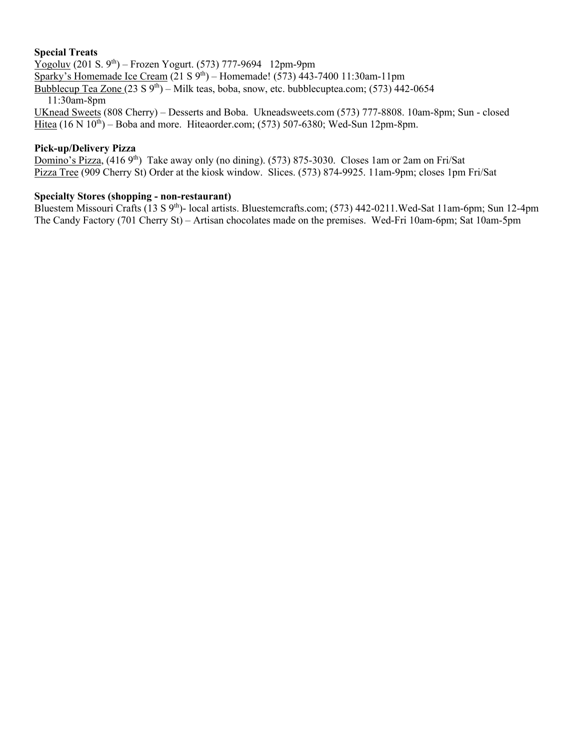**Special Treats**

<u>Yogoluv</u> (201 S. 9th) – Frozen Yogurt. (573) 777-9694 12pm-9pm
<u>Sparky's Homemade Ice Cream</u> (21 S 9th) – Homemade! (573) 443-7400 11:30am-11pm
<u>Bubblecup Tea Zone</u> (23 S 9th) – Milk teas, boba, snow, etc. bubblecuptea.com; (573) 442-0654 11:30am-8pm
<u>UKnead Sweets</u> (808 Cherry) – Desserts and Boba. Ukneadsweets.com (573) 777-8808. 10am-8pm; Sun - closed
<u>Hitea</u> (16 N 10th) – Boba and more. Hiteaorder.com; (573) 507-6380; Wed-Sun 12pm-8pm.

**Pick-up/Delivery Pizza**

<u>Domino's Pizza</u>, (416 9th) Take away only (no dining). (573) 875-3030. Closes 1am or 2am on Fri/Sat
<u>Pizza Tree</u> (909 Cherry St) Order at the kiosk window. Slices. (573) 874-9925. 11am-9pm; closes 1pm Fri/Sat

**Specialty Stores (shopping - non-restaurant)**

Bluestem Missouri Crafts (13 S 9th)- local artists. Bluestemcrafts.com; (573) 442-0211.Wed-Sat 11am-6pm; Sun 12-4pm
The Candy Factory (701 Cherry St) – Artisan chocolates made on the premises. Wed-Fri 10am-6pm; Sat 10am-5pm